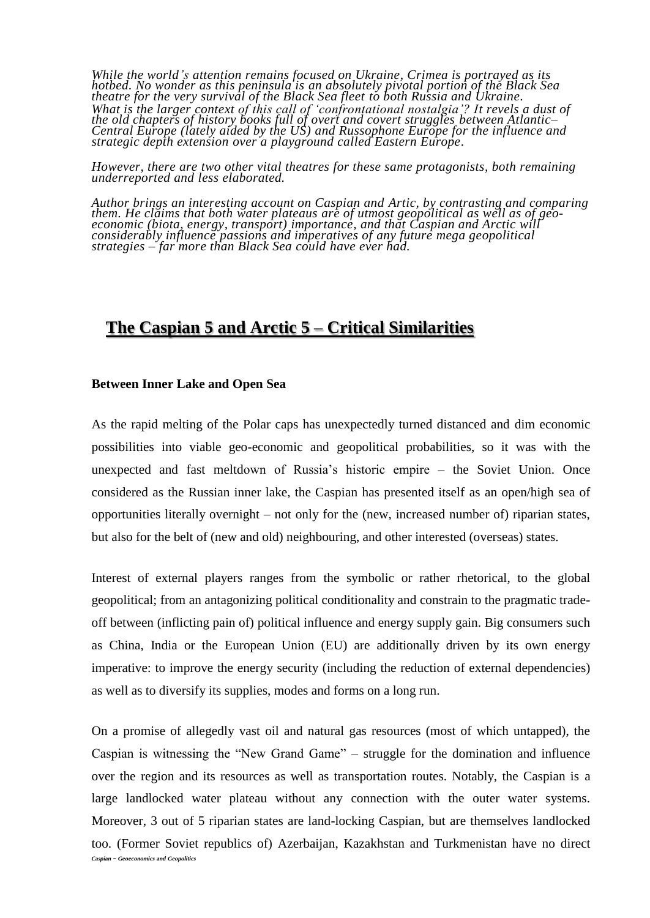*While the world's attention remains focused on Ukraine, Crimea is portrayed as its hotbed. No wonder as this peninsula is an absolutely pivotal portion of the Black Sea theatre for the very survival of the Black Sea fleet to both Russia and Ukraine. What is the larger context of this call of 'confrontational nostalgia'? It revels a dust of the old chapters of history books full of overt and covert struggles between Atlantic–Central Europe (lately aided by the US) and Russophone Europe for the influence and strategic depth extension over a playground called Eastern Europe.*

*However, there are two other vital theatres for these same protagonists, both remaining underreported and less elaborated.*

*Author brings an interesting account on Caspian and Artic, by contrasting and comparing them. He claims that both water plateaus are of utmost geopolitical as well as of geo-economic (biota, energy, transport) importance, and that Caspian and Arctic will considerably influence passions and imperatives of any future mega geopolitical strategies – far more than Black Sea could have ever had.*

## The Caspian 5 and Arctic 5 – Critical Similarities

### Between Inner Lake and Open Sea

As the rapid melting of the Polar caps has unexpectedly turned distanced and dim economic possibilities into viable geo-economic and geopolitical probabilities, so it was with the unexpected and fast meltdown of Russia's historic empire – the Soviet Union. Once considered as the Russian inner lake, the Caspian has presented itself as an open/high sea of opportunities literally overnight – not only for the (new, increased number of) riparian states, but also for the belt of (new and old) neighbouring, and other interested (overseas) states.

Interest of external players ranges from the symbolic or rather rhetorical, to the global geopolitical; from an antagonizing political conditionality and constrain to the pragmatic trade-off between (inflicting pain of) political influence and energy supply gain. Big consumers such as China, India or the European Union (EU) are additionally driven by its own energy imperative: to improve the energy security (including the reduction of external dependencies) as well as to diversify its supplies, modes and forms on a long run.

On a promise of allegedly vast oil and natural gas resources (most of which untapped), the Caspian is witnessing the "New Grand Game" – struggle for the domination and influence over the region and its resources as well as transportation routes. Notably, the Caspian is a large landlocked water plateau without any connection with the outer water systems. Moreover, 3 out of 5 riparian states are land-locking Caspian, but are themselves landlocked too. (Former Soviet republics of) Azerbaijan, Kazakhstan and Turkmenistan have no direct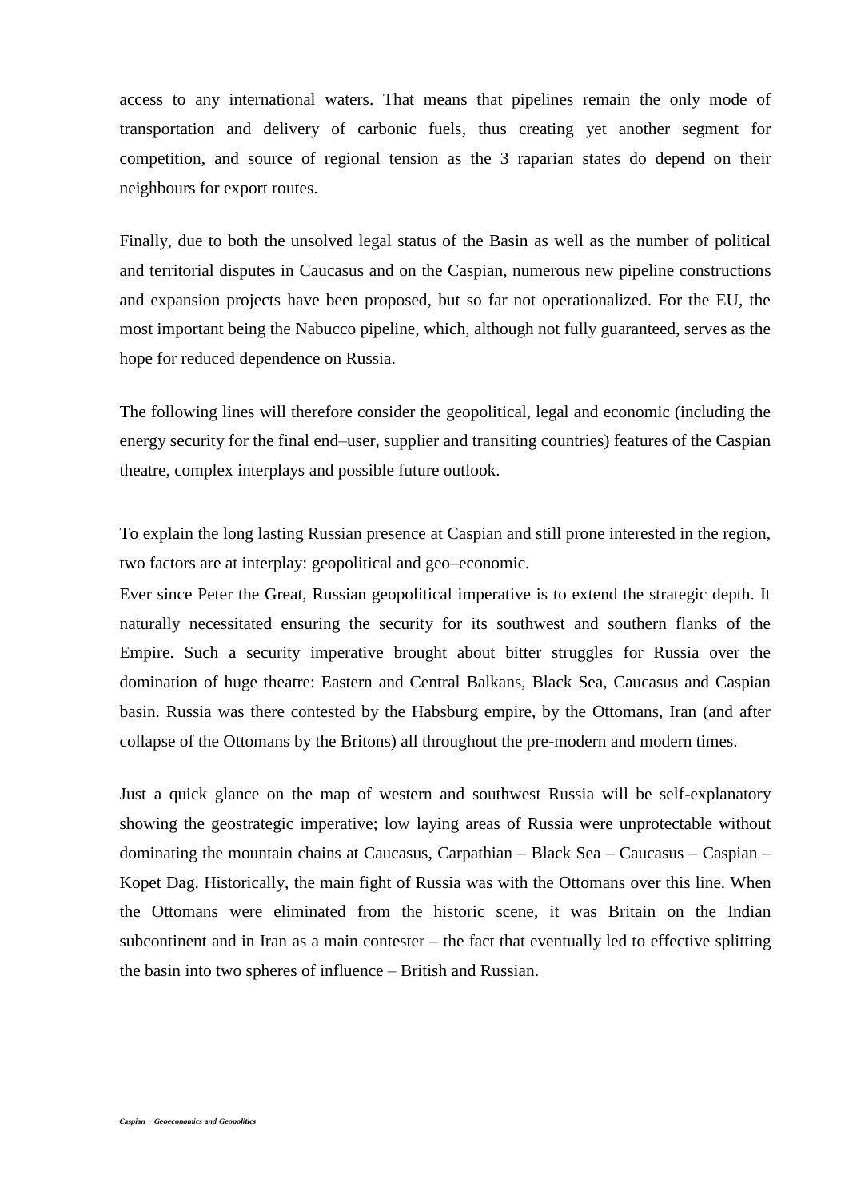access to any international waters. That means that pipelines remain the only mode of transportation and delivery of carbonic fuels, thus creating yet another segment for competition, and source of regional tension as the 3 raparian states do depend on their neighbours for export routes.

Finally, due to both the unsolved legal status of the Basin as well as the number of political and territorial disputes in Caucasus and on the Caspian, numerous new pipeline constructions and expansion projects have been proposed, but so far not operationalized. For the EU, the most important being the Nabucco pipeline, which, although not fully guaranteed, serves as the hope for reduced dependence on Russia.

The following lines will therefore consider the geopolitical, legal and economic (including the energy security for the final end–user, supplier and transiting countries) features of the Caspian theatre, complex interplays and possible future outlook.

To explain the long lasting Russian presence at Caspian and still prone interested in the region, two factors are at interplay: geopolitical and geo–economic.

Ever since Peter the Great, Russian geopolitical imperative is to extend the strategic depth. It naturally necessitated ensuring the security for its southwest and southern flanks of the Empire. Such a security imperative brought about bitter struggles for Russia over the domination of huge theatre: Eastern and Central Balkans, Black Sea, Caucasus and Caspian basin. Russia was there contested by the Habsburg empire, by the Ottomans, Iran (and after collapse of the Ottomans by the Britons) all throughout the pre-modern and modern times.

Just a quick glance on the map of western and southwest Russia will be self-explanatory showing the geostrategic imperative; low laying areas of Russia were unprotectable without dominating the mountain chains at Caucasus, Carpathian – Black Sea – Caucasus – Caspian – Kopet Dag. Historically, the main fight of Russia was with the Ottomans over this line. When the Ottomans were eliminated from the historic scene, it was Britain on the Indian subcontinent and in Iran as a main contester – the fact that eventually led to effective splitting the basin into two spheres of influence – British and Russian.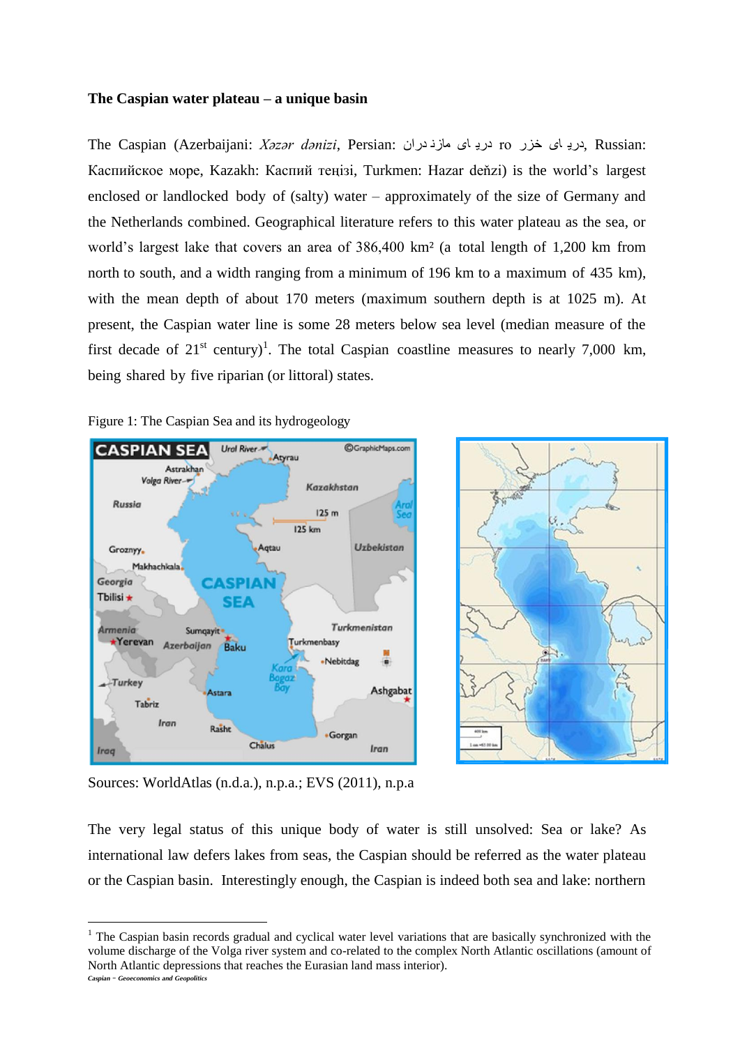**The Caspian water plateau – a unique basin**

The Caspian (Azerbaijani: *Xəzər dənizi*, Persian: دریای خزر or دریای مازندران, Russian: Каспийское море, Kazakh: Каспий теңізі, Turkmen: Hazar deňzi) is the world's largest enclosed or landlocked body of (salty) water – approximately of the size of Germany and the Netherlands combined. Geographical literature refers to this water plateau as the sea, or world's largest lake that covers an area of 386,400 km² (a total length of 1,200 km from north to south, and a width ranging from a minimum of 196 km to a maximum of 435 km), with the mean depth of about 170 meters (maximum southern depth is at 1025 m). At present, the Caspian water line is some 28 meters below sea level (median measure of the first decade of 21st century)[1]. The total Caspian coastline measures to nearly 7,000 km, being shared by five riparian (or littoral) states.

Figure 1: The Caspian Sea and its hydrogeology

CASPIAN SEA
Ural River
Atyrau
©GraphicMaps.com
Astrakhan
Volga River
Kazakhstan
Russia
Aral Sea
125 m
125 km
Aqtau
Uzbekistan
Groznyy
Makhachkala
Georgia
Tbilisi
CASPIAN SEA
Turkmenistan
Armenia
Yerevan
Sumqayit
Azerbaijan
Baku
Turkmenbasy
Nebitdag
Kara Bogaz Bay
Turkey
Astara
Ashgabat
Tabriz
Iran
Rasht
Gorgan
Iraq
Chalus
Iran

Sources: WorldAtlas (n.d.a.), n.p.a.; EVS (2011), n.p.a

The very legal status of this unique body of water is still unsolved: Sea or lake? As international law defers lakes from seas, the Caspian should be referred as the water plateau or the Caspian basin. Interestingly enough, the Caspian is indeed both sea and lake: northern

[1] The Caspian basin records gradual and cyclical water level variations that are basically synchronized with the volume discharge of the Volga river system and co-related to the complex North Atlantic oscillations (amount of North Atlantic depressions that reaches the Eurasian land mass interior).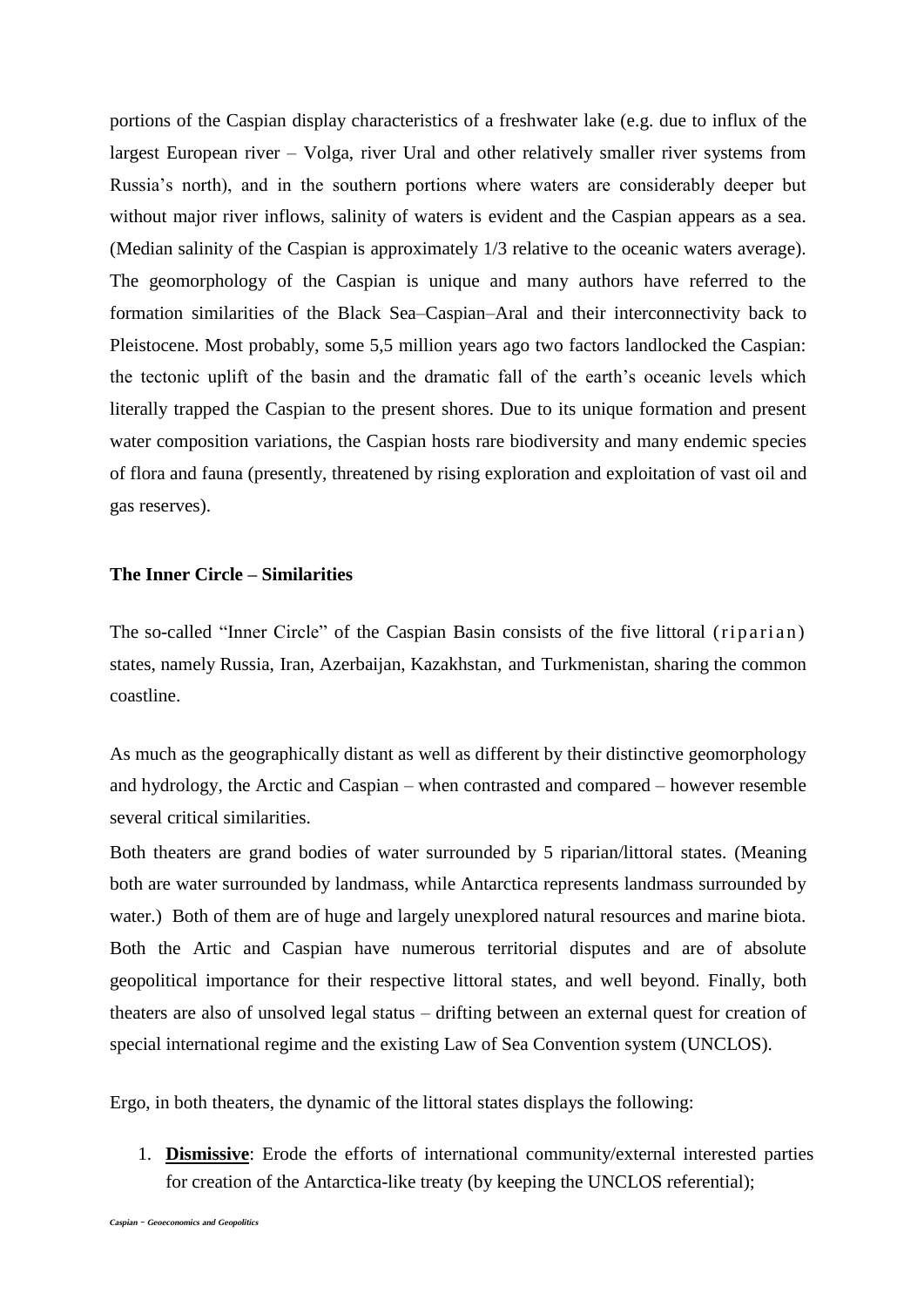portions of the Caspian display characteristics of a freshwater lake (e.g. due to influx of the largest European river – Volga, river Ural and other relatively smaller river systems from Russia's north), and in the southern portions where waters are considerably deeper but without major river inflows, salinity of waters is evident and the Caspian appears as a sea. (Median salinity of the Caspian is approximately 1/3 relative to the oceanic waters average). The geomorphology of the Caspian is unique and many authors have referred to the formation similarities of the Black Sea–Caspian–Aral and their interconnectivity back to Pleistocene. Most probably, some 5,5 million years ago two factors landlocked the Caspian: the tectonic uplift of the basin and the dramatic fall of the earth's oceanic levels which literally trapped the Caspian to the present shores. Due to its unique formation and present water composition variations, the Caspian hosts rare biodiversity and many endemic species of flora and fauna (presently, threatened by rising exploration and exploitation of vast oil and gas reserves).

**The Inner Circle – Similarities**

The so-called "Inner Circle" of the Caspian Basin consists of the five littoral (riparian) states, namely Russia, Iran, Azerbaijan, Kazakhstan, and Turkmenistan, sharing the common coastline.

As much as the geographically distant as well as different by their distinctive geomorphology and hydrology, the Arctic and Caspian – when contrasted and compared – however resemble several critical similarities.

Both theaters are grand bodies of water surrounded by 5 riparian/littoral states. (Meaning both are water surrounded by landmass, while Antarctica represents landmass surrounded by water.) Both of them are of huge and largely unexplored natural resources and marine biota. Both the Artic and Caspian have numerous territorial disputes and are of absolute geopolitical importance for their respective littoral states, and well beyond. Finally, both theaters are also of unsolved legal status – drifting between an external quest for creation of special international regime and the existing Law of Sea Convention system (UNCLOS).

Ergo, in both theaters, the dynamic of the littoral states displays the following:

1. **Dismissive**: Erode the efforts of international community/external interested parties for creation of the Antarctica-like treaty (by keeping the UNCLOS referential);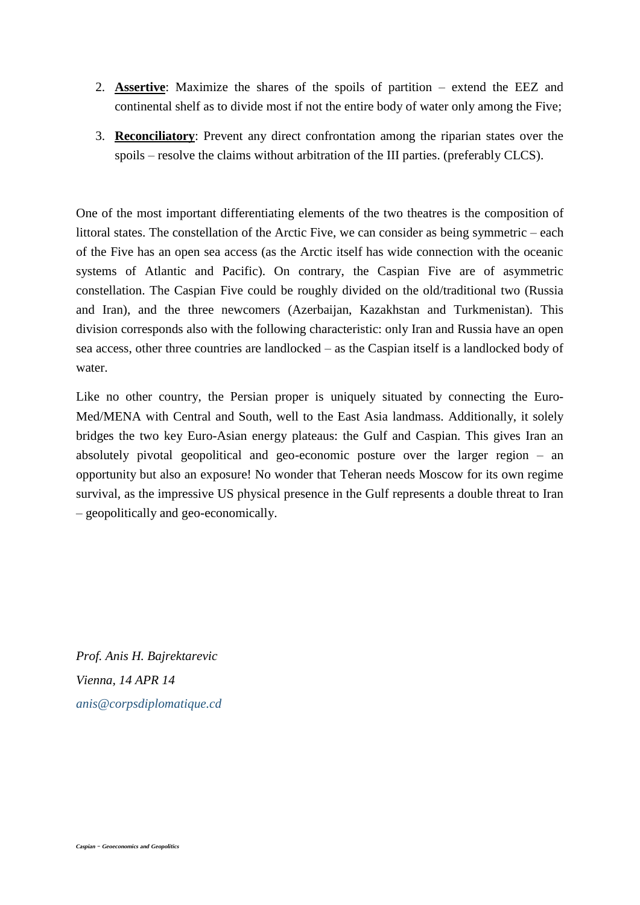2. **Assertive**: Maximize the shares of the spoils of partition – extend the EEZ and continental shelf as to divide most if not the entire body of water only among the Five;
3. **Reconciliatory**: Prevent any direct confrontation among the riparian states over the spoils – resolve the claims without arbitration of the III parties. (preferably CLCS).

One of the most important differentiating elements of the two theatres is the composition of littoral states. The constellation of the Arctic Five, we can consider as being symmetric – each of the Five has an open sea access (as the Arctic itself has wide connection with the oceanic systems of Atlantic and Pacific). On contrary, the Caspian Five are of asymmetric constellation. The Caspian Five could be roughly divided on the old/traditional two (Russia and Iran), and the three newcomers (Azerbaijan, Kazakhstan and Turkmenistan). This division corresponds also with the following characteristic: only Iran and Russia have an open sea access, other three countries are landlocked – as the Caspian itself is a landlocked body of water.

Like no other country, the Persian proper is uniquely situated by connecting the Euro-Med/MENA with Central and South, well to the East Asia landmass. Additionally, it solely bridges the two key Euro-Asian energy plateaus: the Gulf and Caspian. This gives Iran an absolutely pivotal geopolitical and geo-economic posture over the larger region – an opportunity but also an exposure! No wonder that Teheran needs Moscow for its own regime survival, as the impressive US physical presence in the Gulf represents a double threat to Iran – geopolitically and geo-economically.

*Prof. Anis H. Bajrektarevic*

*Vienna, 14 APR 14*

*anis@corpsdiplomatique.cd*